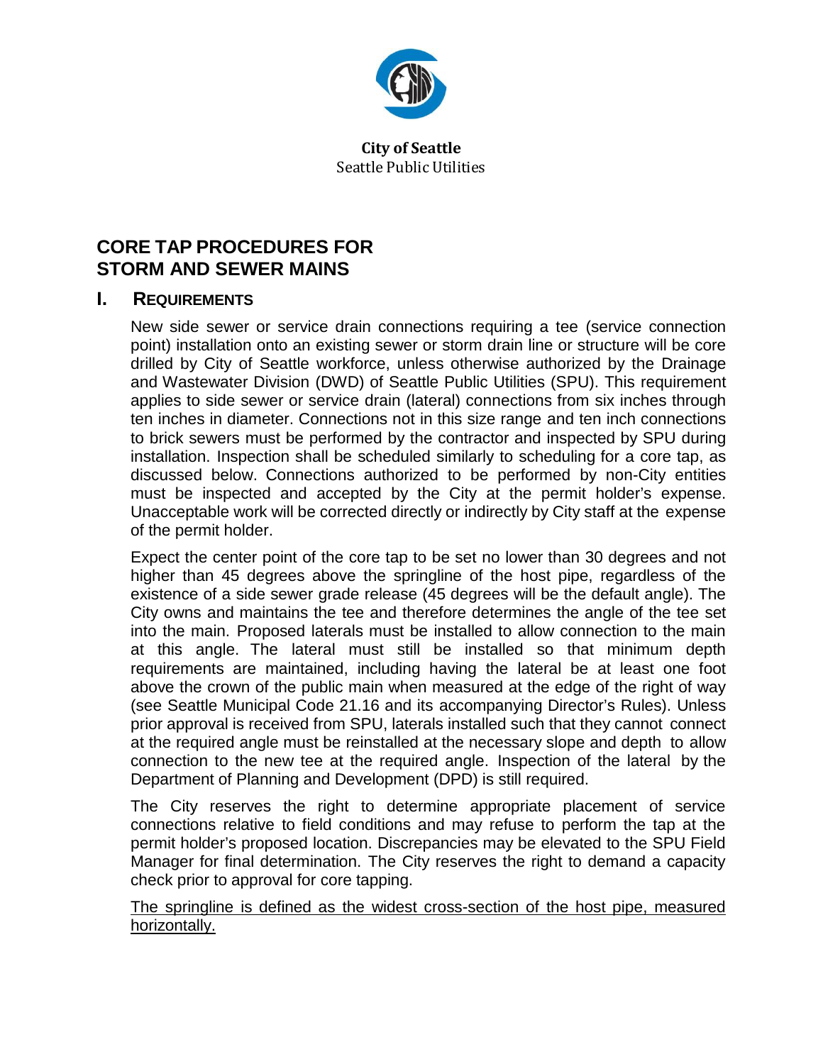**City of Seattle**
Seattle Public Utilities

# CORE TAP PROCEDURES FOR STORM AND SEWER MAINS

## I. REQUIREMENTS

New side sewer or service drain connections requiring a tee (service connection point) installation onto an existing sewer or storm drain line or structure will be core drilled by City of Seattle workforce, unless otherwise authorized by the Drainage and Wastewater Division (DWD) of Seattle Public Utilities (SPU). This requirement applies to side sewer or service drain (lateral) connections from six inches through ten inches in diameter. Connections not in this size range and ten inch connections to brick sewers must be performed by the contractor and inspected by SPU during installation. Inspection shall be scheduled similarly to scheduling for a core tap, as discussed below. Connections authorized to be performed by non-City entities must be inspected and accepted by the City at the permit holder's expense. Unacceptable work will be corrected directly or indirectly by City staff at the expense of the permit holder.

Expect the center point of the core tap to be set no lower than 30 degrees and not higher than 45 degrees above the springline of the host pipe, regardless of the existence of a side sewer grade release (45 degrees will be the default angle). The City owns and maintains the tee and therefore determines the angle of the tee set into the main. Proposed laterals must be installed to allow connection to the main at this angle. The lateral must still be installed so that minimum depth requirements are maintained, including having the lateral be at least one foot above the crown of the public main when measured at the edge of the right of way (see Seattle Municipal Code 21.16 and its accompanying Director's Rules). Unless prior approval is received from SPU, laterals installed such that they cannot connect at the required angle must be reinstalled at the necessary slope and depth to allow connection to the new tee at the required angle. Inspection of the lateral by the Department of Planning and Development (DPD) is still required.

The City reserves the right to determine appropriate placement of service connections relative to field conditions and may refuse to perform the tap at the permit holder's proposed location. Discrepancies may be elevated to the SPU Field Manager for final determination. The City reserves the right to demand a capacity check prior to approval for core tapping.

<u>The springline is defined as the widest cross-section of the host pipe, measured horizontally.</u>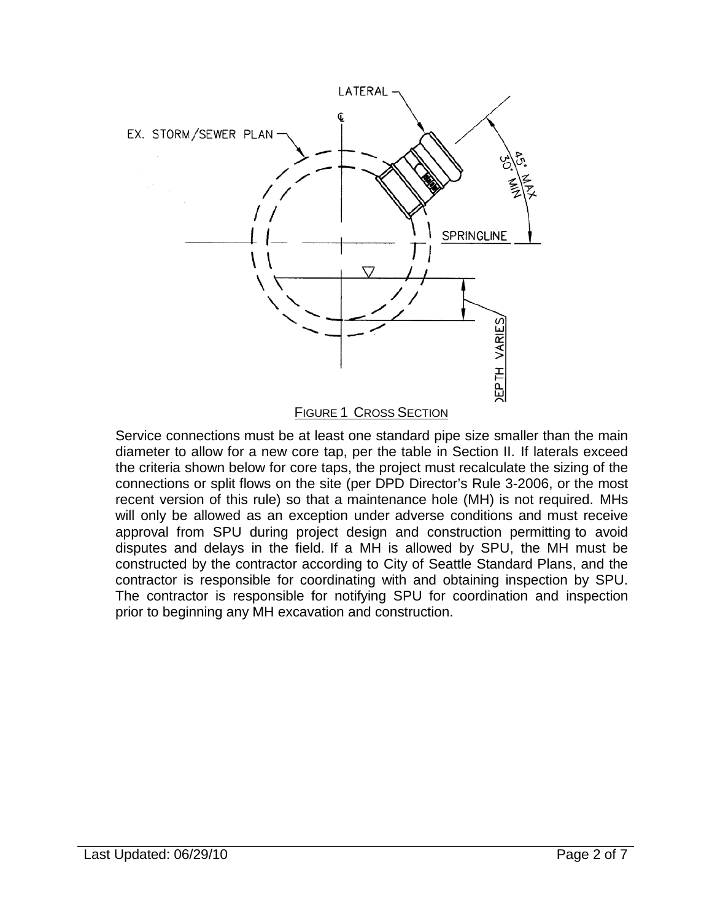FIGURE 1 CROSS SECTION

Service connections must be at least one standard pipe size smaller than the main diameter to allow for a new core tap, per the table in Section II. If laterals exceed the criteria shown below for core taps, the project must recalculate the sizing of the connections or split flows on the site (per DPD Director's Rule 3-2006, or the most recent version of this rule) so that a maintenance hole (MH) is not required. MHs will only be allowed as an exception under adverse conditions and must receive approval from SPU during project design and construction permitting to avoid disputes and delays in the field. If a MH is allowed by SPU, the MH must be constructed by the contractor according to City of Seattle Standard Plans, and the contractor is responsible for coordinating with and obtaining inspection by SPU. The contractor is responsible for notifying SPU for coordination and inspection prior to beginning any MH excavation and construction.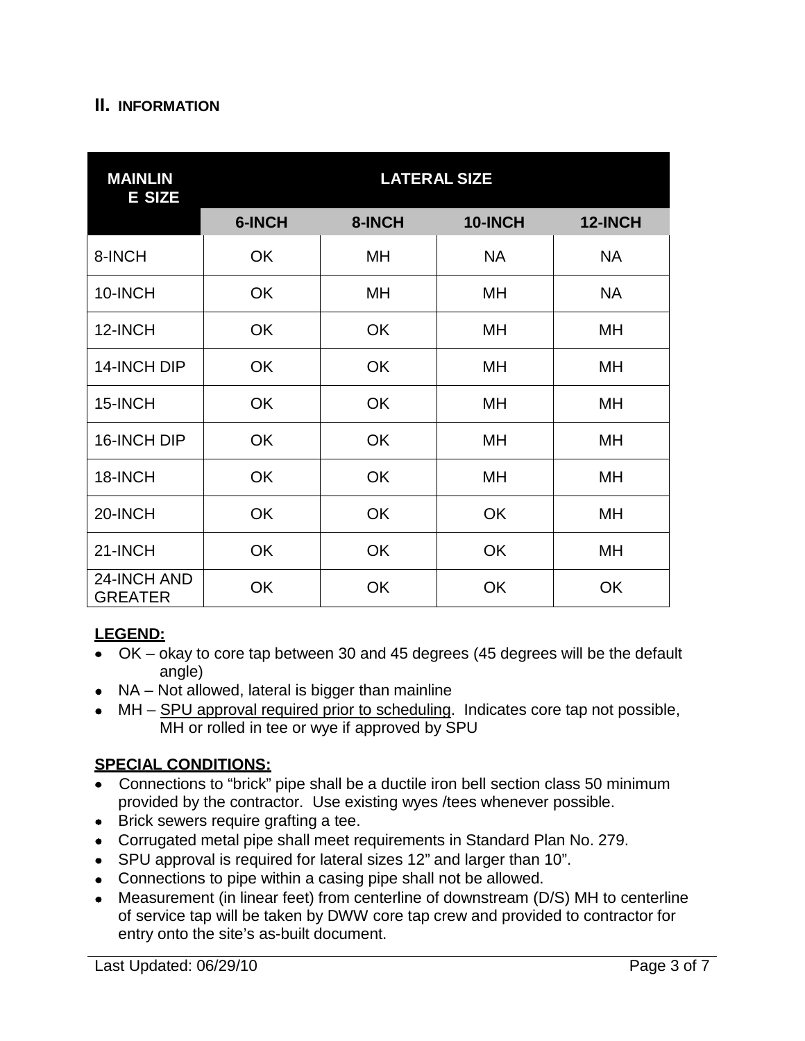## II. INFORMATION

| MAINLINE SIZE | LATERAL SIZE | | | |
|---|---|---|---|---|
| | 6-INCH | 8-INCH | 10-INCH | 12-INCH |
| 8-INCH | OK | MH | NA | NA |
| 10-INCH | OK | MH | MH | NA |
| 12-INCH | OK | OK | MH | MH |
| 14-INCH DIP | OK | OK | MH | MH |
| 15-INCH | OK | OK | MH | MH |
| 16-INCH DIP | OK | OK | MH | MH |
| 18-INCH | OK | OK | MH | MH |
| 20-INCH | OK | OK | OK | MH |
| 21-INCH | OK | OK | OK | MH |
| 24-INCH AND GREATER | OK | OK | OK | OK |

**LEGEND:**

- OK – okay to core tap between 30 and 45 degrees (45 degrees will be the default angle)
- NA – Not allowed, lateral is bigger than mainline
- MH – SPU approval required prior to scheduling. Indicates core tap not possible, MH or rolled in tee or wye if approved by SPU

**SPECIAL CONDITIONS:**

- Connections to "brick" pipe shall be a ductile iron bell section class 50 minimum provided by the contractor. Use existing wyes /tees whenever possible.
- Brick sewers require grafting a tee.
- Corrugated metal pipe shall meet requirements in Standard Plan No. 279.
- SPU approval is required for lateral sizes 12" and larger than 10".
- Connections to pipe within a casing pipe shall not be allowed.
- Measurement (in linear feet) from centerline of downstream (D/S) MH to centerline of service tap will be taken by DWW core tap crew and provided to contractor for entry onto the site's as-built document.

Last Updated: 06/29/10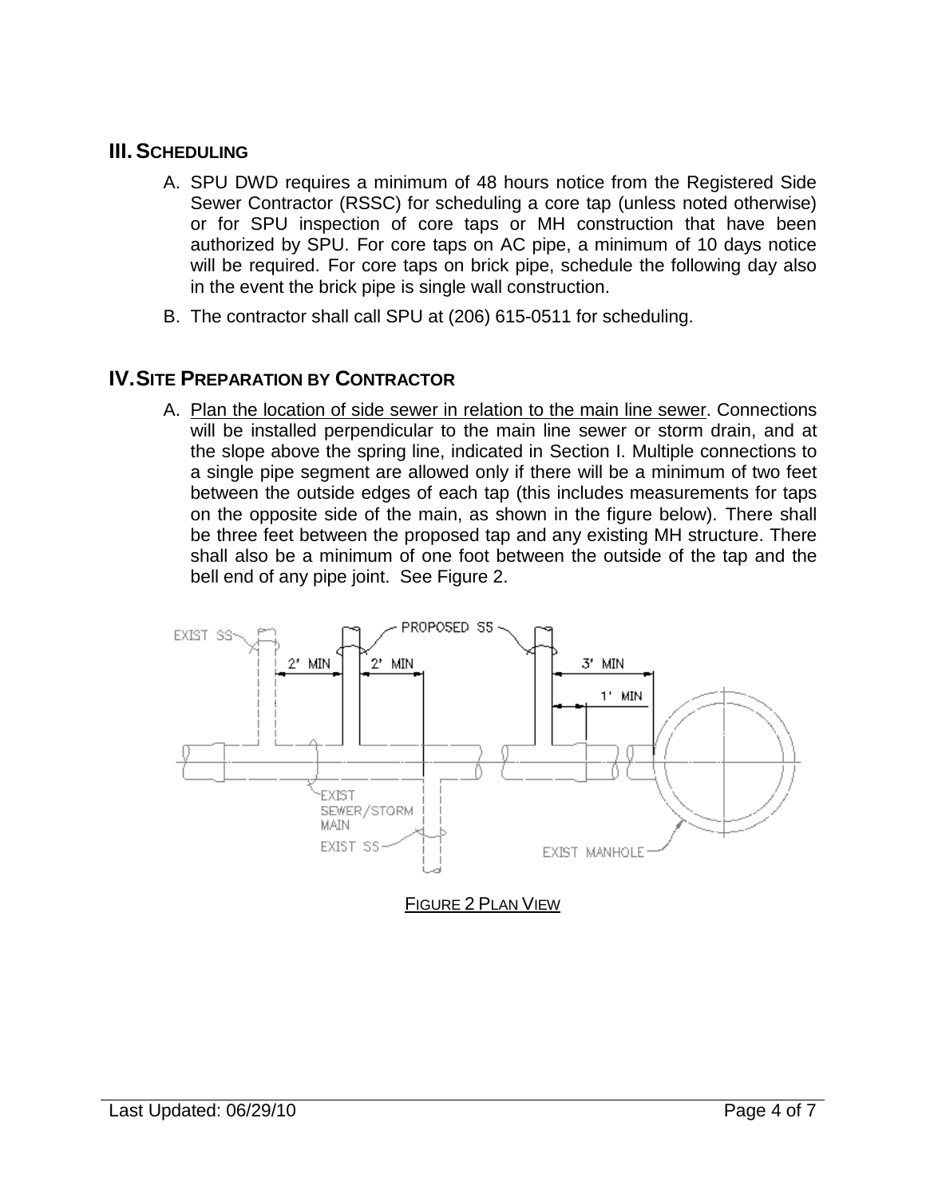## III. SCHEDULING

A. SPU DWD requires a minimum of 48 hours notice from the Registered Side Sewer Contractor (RSSC) for scheduling a core tap (unless noted otherwise) or for SPU inspection of core taps or MH construction that have been authorized by SPU. For core taps on AC pipe, a minimum of 10 days notice will be required. For core taps on brick pipe, schedule the following day also in the event the brick pipe is single wall construction.

B. The contractor shall call SPU at (206) 615-0511 for scheduling.

## IV. SITE PREPARATION BY CONTRACTOR

A. Plan the location of side sewer in relation to the main line sewer. Connections will be installed perpendicular to the main line sewer or storm drain, and at the slope above the spring line, indicated in Section I. Multiple connections to a single pipe segment are allowed only if there will be a minimum of two feet between the outside edges of each tap (this includes measurements for taps on the opposite side of the main, as shown in the figure below). There shall be three feet between the proposed tap and any existing MH structure. There shall also be a minimum of one foot between the outside of the tap and the bell end of any pipe joint. See Figure 2.

FIGURE 2 PLAN VIEW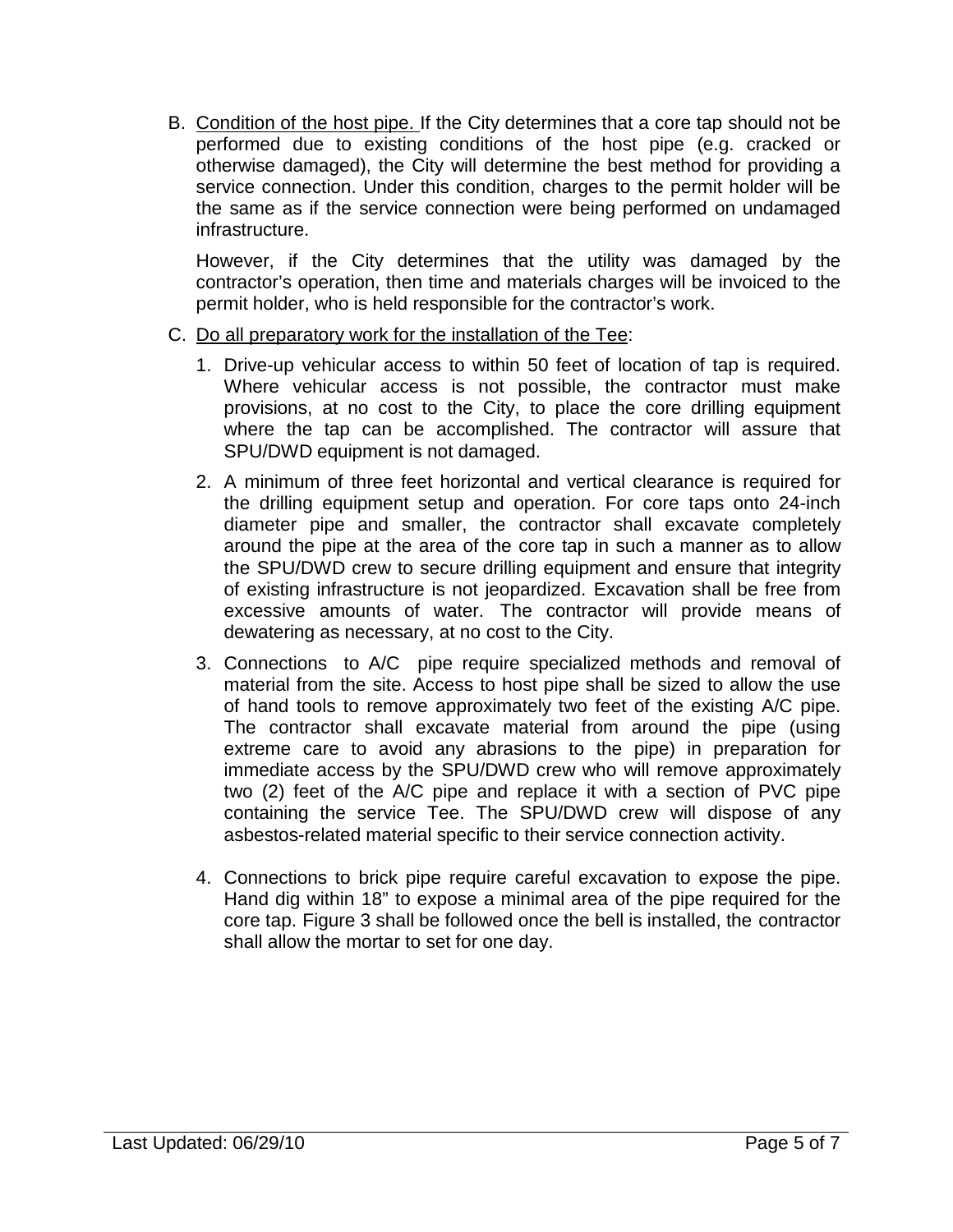B. <u>Condition of the host pipe.</u> If the City determines that a core tap should not be performed due to existing conditions of the host pipe (e.g. cracked or otherwise damaged), the City will determine the best method for providing a service connection. Under this condition, charges to the permit holder will be the same as if the service connection were being performed on undamaged infrastructure.

   However, if the City determines that the utility was damaged by the contractor's operation, then time and materials charges will be invoiced to the permit holder, who is held responsible for the contractor's work.

C. <u>Do all preparatory work for the installation of the Tee</u>:

   1. Drive-up vehicular access to within 50 feet of location of tap is required. Where vehicular access is not possible, the contractor must make provisions, at no cost to the City, to place the core drilling equipment where the tap can be accomplished. The contractor will assure that SPU/DWD equipment is not damaged.

   2. A minimum of three feet horizontal and vertical clearance is required for the drilling equipment setup and operation. For core taps onto 24-inch diameter pipe and smaller, the contractor shall excavate completely around the pipe at the area of the core tap in such a manner as to allow the SPU/DWD crew to secure drilling equipment and ensure that integrity of existing infrastructure is not jeopardized. Excavation shall be free from excessive amounts of water. The contractor will provide means of dewatering as necessary, at no cost to the City.

   3. Connections to A/C pipe require specialized methods and removal of material from the site. Access to host pipe shall be sized to allow the use of hand tools to remove approximately two feet of the existing A/C pipe. The contractor shall excavate material from around the pipe (using extreme care to avoid any abrasions to the pipe) in preparation for immediate access by the SPU/DWD crew who will remove approximately two (2) feet of the A/C pipe and replace it with a section of PVC pipe containing the service Tee. The SPU/DWD crew will dispose of any asbestos-related material specific to their service connection activity.

   4. Connections to brick pipe require careful excavation to expose the pipe. Hand dig within 18" to expose a minimal area of the pipe required for the core tap. Figure 3 shall be followed once the bell is installed, the contractor shall allow the mortar to set for one day.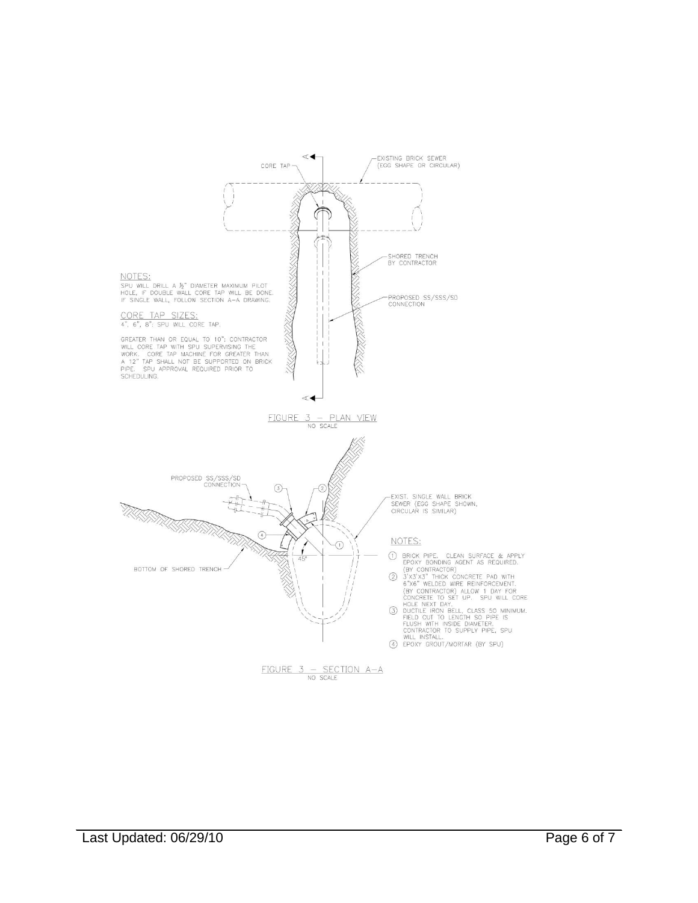CORE TAP

EXISTING BRICK SEWER (EGG SHAPE OR CIRCULAR)

SHORED TRENCH BY CONTRACTOR

PROPOSED SS/SSS/SD CONNECTION

NOTES:

SPU WILL DRILL A ½" DIAMETER MAXIMUM PILOT HOLE, IF DOUBLE WALL CORE TAP WILL BE DONE. IF SINGLE WALL, FOLLOW SECTION A–A DRAWING.

CORE TAP SIZES:

4", 6", 8": SPU WILL CORE TAP.

GREATER THAN OR EQUAL TO 10": CONTRACTOR WILL CORE TAP WITH SPU SUPERVISING THE WORK. CORE TAP MACHINE FOR GREATER THAN A 12" TAP SHALL NOT BE SUPPORTED ON BRICK PIPE. SPU APPROVAL REQUIRED PRIOR TO SCHEDULING.

FIGURE 3 – PLAN VIEW
NO SCALE

PROPOSED SS/SSS/SD CONNECTION

EXIST. SINGLE WALL BRICK SEWER (EGG SHAPE SHOWN, CIRCULAR IS SIMILAR)

BOTTOM OF SHORED TRENCH

45°

NOTES:

1. BRICK PIPE. CLEAN SURFACE & APPLY EPOXY BONDING AGENT AS REQUIRED. (BY CONTRACTOR)
2. 3'X3'X3" THICK CONCRETE PAD WITH 6"X6" WELDED WIRE REINFORCEMENT. (BY CONTRACTOR) ALLOW 1 DAY FOR CONCRETE TO SET UP. SPU WILL CORE HOLE NEXT DAY.
3. DUCTILE IRON BELL, CLASS 50 MINIMUM. FIELD CUT TO LENGTH SO PIPE IS FLUSH WITH INSIDE DIAMETER. CONTRACTOR TO SUPPLY PIPE, SPU WILL INSTALL.
4. EPOXY GROUT/MORTAR (BY SPU)

FIGURE 3 – SECTION A–A
NO SCALE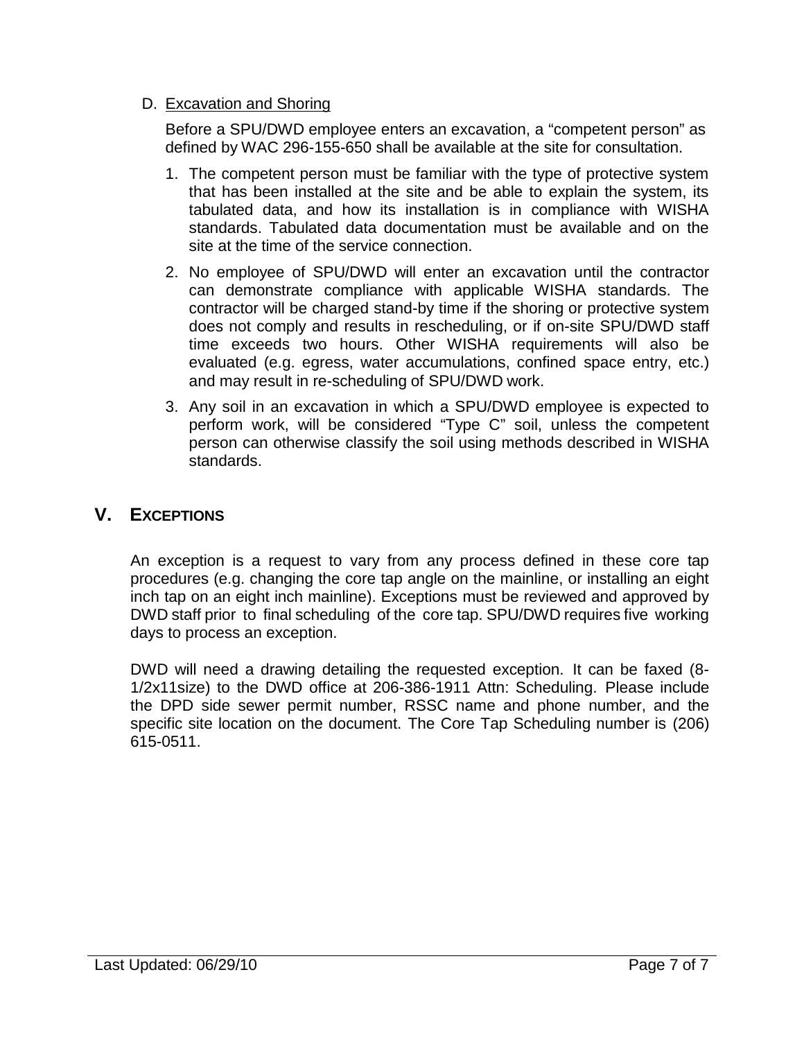D. Excavation and Shoring

Before a SPU/DWD employee enters an excavation, a "competent person" as defined by WAC 296-155-650 shall be available at the site for consultation.

1. The competent person must be familiar with the type of protective system that has been installed at the site and be able to explain the system, its tabulated data, and how its installation is in compliance with WISHA standards. Tabulated data documentation must be available and on the site at the time of the service connection.
2. No employee of SPU/DWD will enter an excavation until the contractor can demonstrate compliance with applicable WISHA standards. The contractor will be charged stand-by time if the shoring or protective system does not comply and results in rescheduling, or if on-site SPU/DWD staff time exceeds two hours. Other WISHA requirements will also be evaluated (e.g. egress, water accumulations, confined space entry, etc.) and may result in re-scheduling of SPU/DWD work.
3. Any soil in an excavation in which a SPU/DWD employee is expected to perform work, will be considered "Type C" soil, unless the competent person can otherwise classify the soil using methods described in WISHA standards.

## V. EXCEPTIONS

An exception is a request to vary from any process defined in these core tap procedures (e.g. changing the core tap angle on the mainline, or installing an eight inch tap on an eight inch mainline). Exceptions must be reviewed and approved by DWD staff prior to final scheduling of the core tap. SPU/DWD requires five working days to process an exception.

DWD will need a drawing detailing the requested exception. It can be faxed (8-1/2x11size) to the DWD office at 206-386-1911 Attn: Scheduling. Please include the DPD side sewer permit number, RSSC name and phone number, and the specific site location on the document. The Core Tap Scheduling number is (206) 615-0511.

Last Updated: 06/29/10